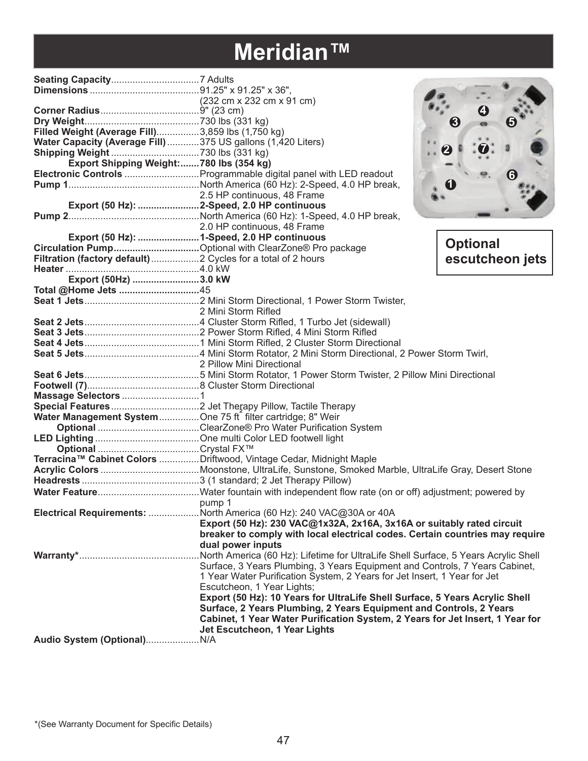# Meridian™

**Seating Capacity**.................................7 Adults
**Dimensions**.........................................91.25" x 91.25" x 36", (232 cm x 232 cm x 91 cm)
**Corner Radius**.....................................9" (23 cm)
**Dry Weight**...........................................730 lbs (331 kg)
**Filled Weight (Average Fill)**................3,859 lbs (1,750 kg)
**Water Capacity (Average Fill)**............375 US gallons (1,420 Liters)
**Shipping Weight**.................................730 lbs (331 kg)
**Export Shipping Weight:.......780 lbs (354 kg)**
**Electronic Controls**............................Programmable digital panel with LED readout
**Pump 1**.................................................North America (60 Hz): 2-Speed, 4.0 HP break, 2.5 HP continuous, 48 Frame
**Export (50 Hz): ......................2-Speed, 2.0 HP continuous**
**Pump 2**.................................................North America (60 Hz): 1-Speed, 4.0 HP break, 2.0 HP continuous, 48 Frame
**Export (50 Hz): ......................1-Speed, 2.0 HP continuous**
**Circulation Pump**...............................Optional with ClearZone® Pro package
**Filtration (factory default)**..................2 Cycles for a total of 2 hours
**Heater**..................................................4.0 kW
**Export (50Hz) .........................3.0 kW**
**Total @Home Jets .............................45**
**Seat 1 Jets**...........................................2 Mini Storm Directional, 1 Power Storm Twister, 2 Mini Storm Rifled
**Seat 2 Jets**...........................................4 Cluster Storm Rifled, 1 Turbo Jet (sidewall)
**Seat 3 Jets**...........................................2 Power Storm Rifled, 4 Mini Storm Rifled
**Seat 4 Jets**...........................................1 Mini Storm Rifled, 2 Cluster Storm Directional
**Seat 5 Jets**...........................................4 Mini Storm Rotator, 2 Mini Storm Directional, 2 Power Storm Twirl, 2 Pillow Mini Directional
**Seat 6 Jets**...........................................5 Mini Storm Rotator, 1 Power Storm Twister, 2 Pillow Mini Directional
**Footwell (7)**..........................................8 Cluster Storm Directional
**Massage Selectors**.............................1
**Special Features**.................................2 Jet Therapy Pillow, Tactile Therapy
**Water Management System**...............One 75 ft² filter cartridge; 8" Weir
**Optional**......................................ClearZone® Pro Water Purification System
**LED Lighting**.......................................One multi Color LED footwell light
**Optional**......................................Crystal FX™
**Terracina™ Cabinet Colors**...............Driftwood, Vintage Cedar, Midnight Maple
**Acrylic Colors**.....................................Moonstone, UltraLife, Sunstone, Smoked Marble, UltraLife Gray, Desert Stone
**Headrests**............................................3 (1 standard; 2 Jet Therapy Pillow)
**Water Feature**......................................Water fountain with independent flow rate (on or off) adjustment; powered by pump 1
**Electrical Requirements:**...................North America (60 Hz): 240 VAC@30A or 40A
**Export (50 Hz): 230 VAC@1x32A, 2x16A, 3x16A or suitably rated circuit breaker to comply with local electrical codes. Certain countries may require dual power inputs**
**Warranty***.............................................North America (60 Hz): Lifetime for UltraLife Shell Surface, 5 Years Acrylic Shell Surface, 3 Years Plumbing, 3 Years Equipment and Controls, 7 Years Cabinet, 1 Year Water Purification System, 2 Years for Jet Insert, 1 Year for Jet Escutcheon, 1 Year Lights;
**Export (50 Hz): 10 Years for UltraLife Shell Surface, 5 Years Acrylic Shell Surface, 2 Years Plumbing, 2 Years Equipment and Controls, 2 Years Cabinet, 1 Year Water Purification System, 2 Years for Jet Insert, 1 Year for Jet Escutcheon, 1 Year Lights**
**Audio System (Optional)**....................N/A

**Optional escutcheon jets**

*(See Warranty Document for Specific Details)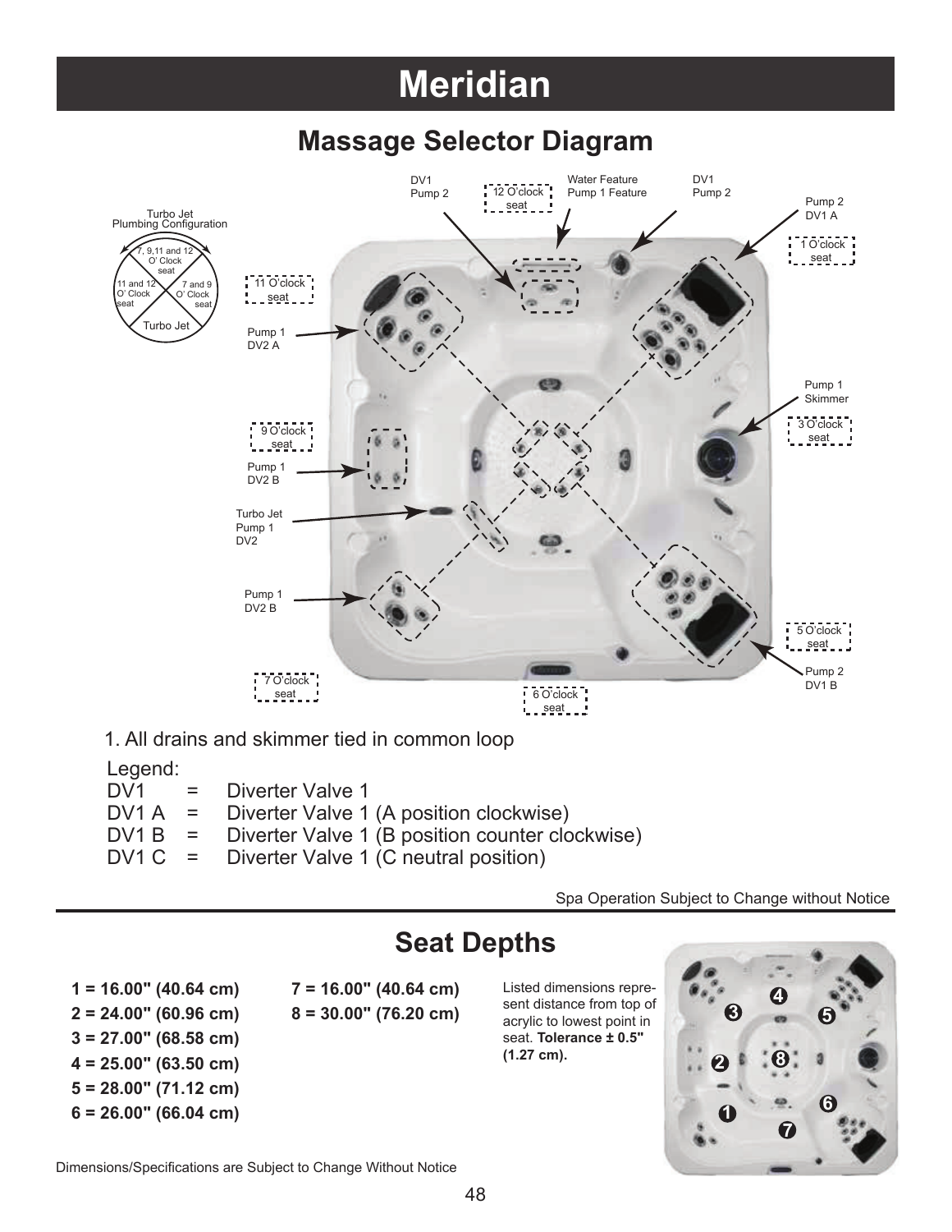# Meridian

## Massage Selector Diagram

DV1
Pump 2

12 O'clock seat

Water Feature
Pump 1 Feature

DV1
Pump 2

Pump 2
DV1 A

1 O'clock seat

Turbo Jet
Plumbing Configuration

7, 9,11 and 12 O' Clock seat

11 and 12 O' Clock seat

7 and 9 O' Clock seat

Turbo Jet

11 O'clock seat

Pump 1
DV2 A

Pump 1
Skimmer

3 O'clock seat

9 O'clock seat

Pump 1
DV2 B

Turbo Jet
Pump 1
DV2

Pump 1
DV2 B

5 O'clock seat

Pump 2
DV1 B

7 O'clock seat

6 O'clock seat

1. All drains and skimmer tied in common loop

Legend:

| | | |
|---|---|---|
| DV1 | = | Diverter Valve 1 |
| DV1 A | = | Diverter Valve 1 (A position clockwise) |
| DV1 B | = | Diverter Valve 1 (B position counter clockwise) |
| DV1 C | = | Diverter Valve 1 (C neutral position) |

Spa Operation Subject to Change without Notice

## Seat Depths

**1 = 16.00" (40.64 cm)**
**2 = 24.00" (60.96 cm)**
**3 = 27.00" (68.58 cm)**
**4 = 25.00" (63.50 cm)**
**5 = 28.00" (71.12 cm)**
**6 = 26.00" (66.04 cm)**
**7 = 16.00" (40.64 cm)**
**8 = 30.00" (76.20 cm)**

Listed dimensions represent distance from top of acrylic to lowest point in seat. **Tolerance ± 0.5" (1.27 cm).**

Dimensions/Specifications are Subject to Change Without Notice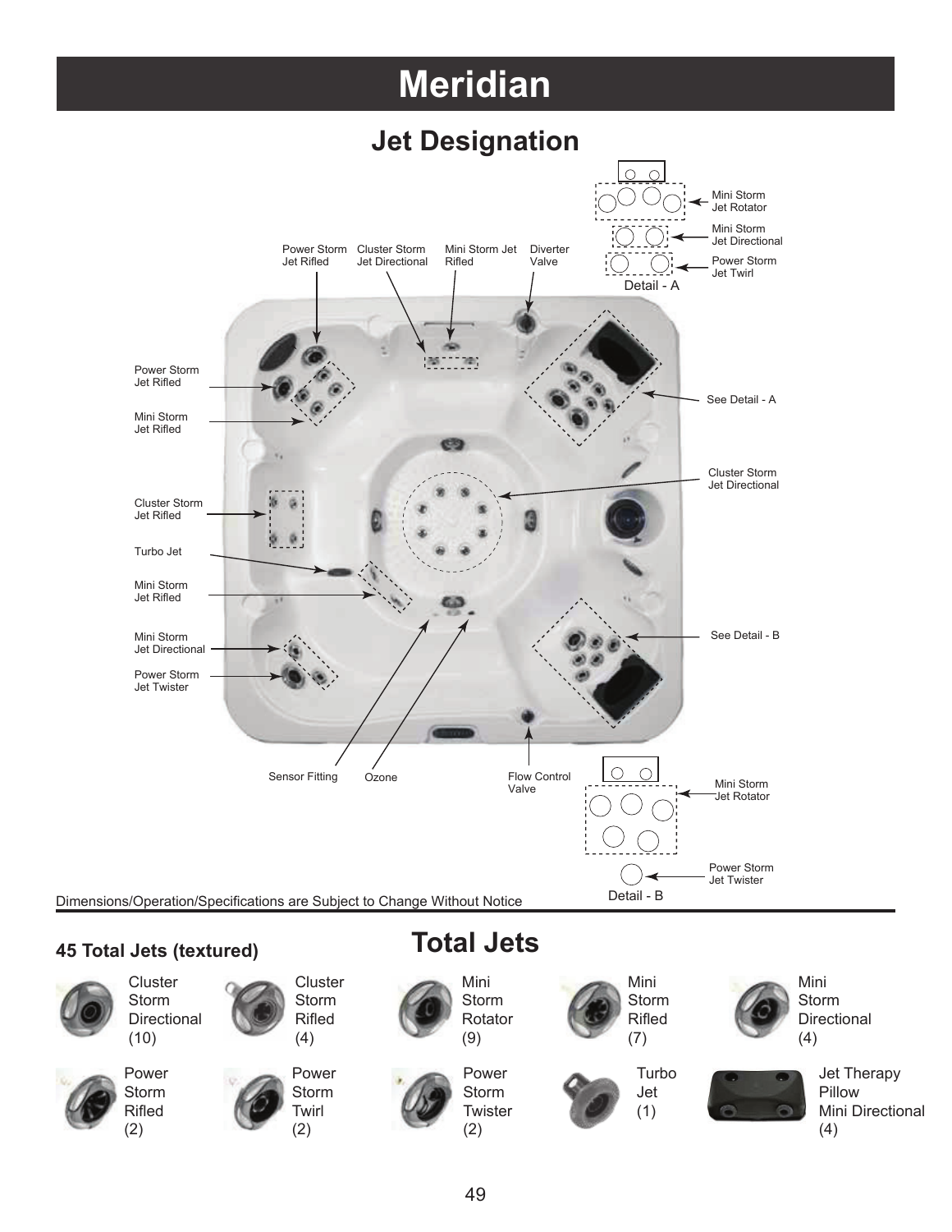# Meridian

## Jet Designation

Mini Storm Jet Rotator

Mini Storm Jet Directional

Power Storm Jet Twirl

Detail - A

Power Storm Jet Rifled

Cluster Storm Jet Directional

Mini Storm Jet Rifled

Diverter Valve

Power Storm Jet Rifled

Mini Storm Jet Rifled

See Detail - A

Cluster Storm Jet Directional

Cluster Storm Jet Rifled

Turbo Jet

Mini Storm Jet Rifled

Mini Storm Jet Directional

Power Storm Jet Twister

See Detail - B

Sensor Fitting

Ozone

Flow Control Valve

Mini Storm Jet Rotator

Power Storm Jet Twister

Detail - B

Dimensions/Operation/Specifications are Subject to Change Without Notice

## Total Jets

**45 Total Jets (textured)**

- Cluster Storm Directional (10)
- Cluster Storm Rifled (4)
- Mini Storm Rotator (9)
- Mini Storm Rifled (7)
- Mini Storm Directional (4)
- Power Storm Rifled (2)
- Power Storm Twirl (2)
- Power Storm Twister (2)
- Turbo Jet (1)
- Jet Therapy Pillow Mini Directional (4)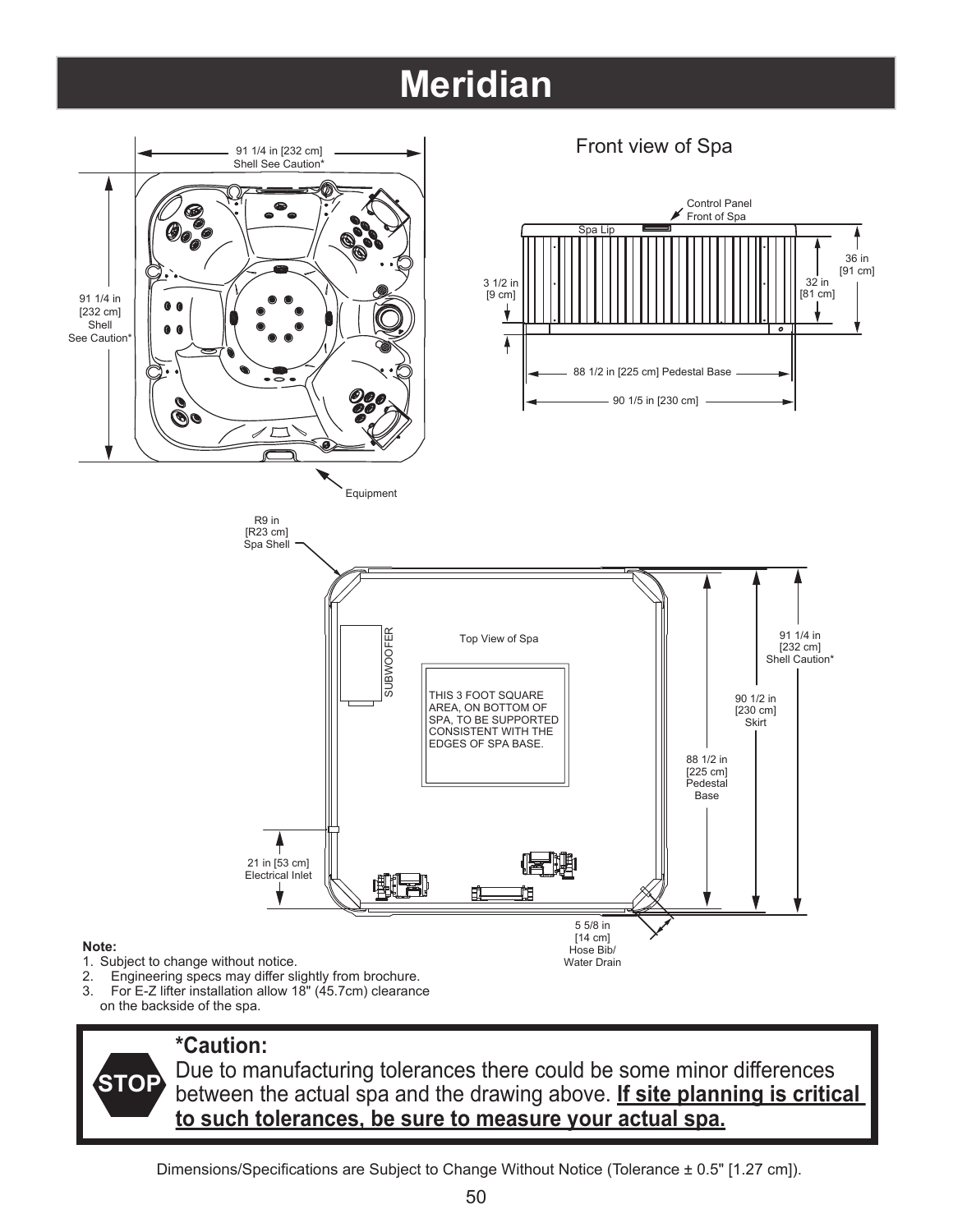# Meridian

91 1/4 in [232 cm]
Shell See Caution*

91 1/4 in
[232 cm]
Shell
See Caution*

Equipment

Front view of Spa

Control Panel
Front of Spa

Spa Lip

3 1/2 in
[9 cm]

32 in
[81 cm]

36 in
[91 cm]

88 1/2 in [225 cm] Pedestal Base

90 1/5 in [230 cm]

R9 in
[R23 cm]
Spa Shell

SUBWOOFER

Top View of Spa

THIS 3 FOOT SQUARE AREA, ON BOTTOM OF SPA, TO BE SUPPORTED CONSISTENT WITH THE EDGES OF SPA BASE.

91 1/4 in
[232 cm]
Shell Caution*

90 1/2 in
[230 cm]
Skirt

88 1/2 in
[225 cm]
Pedestal
Base

21 in [53 cm]
Electrical Inlet

5 5/8 in
[14 cm]
Hose Bib/
Water Drain

**Note:**
1. Subject to change without notice.
2. Engineering specs may differ slightly from brochure.
3. For E-Z lifter installation allow 18" (45.7cm) clearance on the backside of the spa.

STOP

**\*Caution:**
Due to manufacturing tolerances there could be some minor differences between the actual spa and the drawing above. **<u>If site planning is critical to such tolerances, be sure to measure your actual spa.</u>**

Dimensions/Specifications are Subject to Change Without Notice (Tolerance ± 0.5" [1.27 cm]).